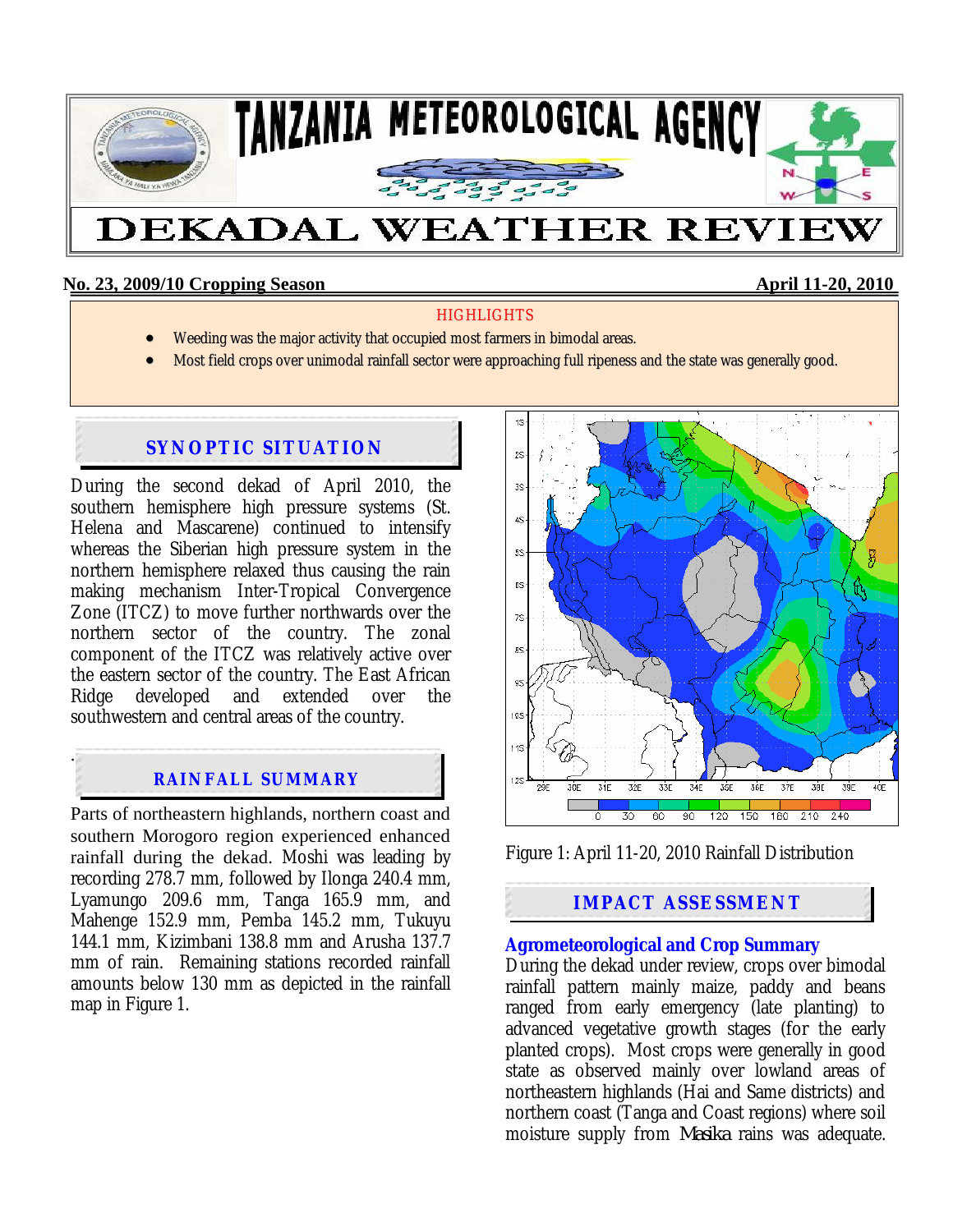# TANZANIA METEOROLOGICAL AGENCY

# DEKADAL WEATHER REVIEW

**No. 23, 2009/10 Cropping Season** **April 11-20, 2010**

HIGHLIGHTS

- Weeding was the major activity that occupied most farmers in bimodal areas.
- Most field crops over unimodal rainfall sector were approaching full ripeness and the state was generally good.

## SYNOPTIC SITUATION

During the second dekad of April 2010, the southern hemisphere high pressure systems (St. Helena and Mascarene) continued to intensify whereas the Siberian high pressure system in the northern hemisphere relaxed thus causing the rain making mechanism Inter-Tropical Convergence Zone (ITCZ) to move further northwards over the northern sector of the country. The zonal component of the ITCZ was relatively active over the eastern sector of the country. The East African Ridge developed and extended over the southwestern and central areas of the country.

## RAINFALL SUMMARY

Parts of northeastern highlands, northern coast and southern Morogoro region experienced enhanced rainfall during the dekad. Moshi was leading by recording 278.7 mm, followed by Ilonga 240.4 mm, Lyamungo 209.6 mm, Tanga 165.9 mm, and Mahenge 152.9 mm, Pemba 145.2 mm, Tukuyu 144.1 mm, Kizimbani 138.8 mm and Arusha 137.7 mm of rain. Remaining stations recorded rainfall amounts below 130 mm as depicted in the rainfall map in Figure 1.

Figure 1: April 11-20, 2010 Rainfall Distribution

## IMPACT ASSESSMENT

### Agrometeorological and Crop Summary

During the dekad under review, crops over bimodal rainfall pattern mainly maize, paddy and beans ranged from early emergency (late planting) to advanced vegetative growth stages (for the early planted crops). Most crops were generally in good state as observed mainly over lowland areas of northeastern highlands (Hai and Same districts) and northern coast (Tanga and Coast regions) where soil moisture supply from *Masika* rains was adequate.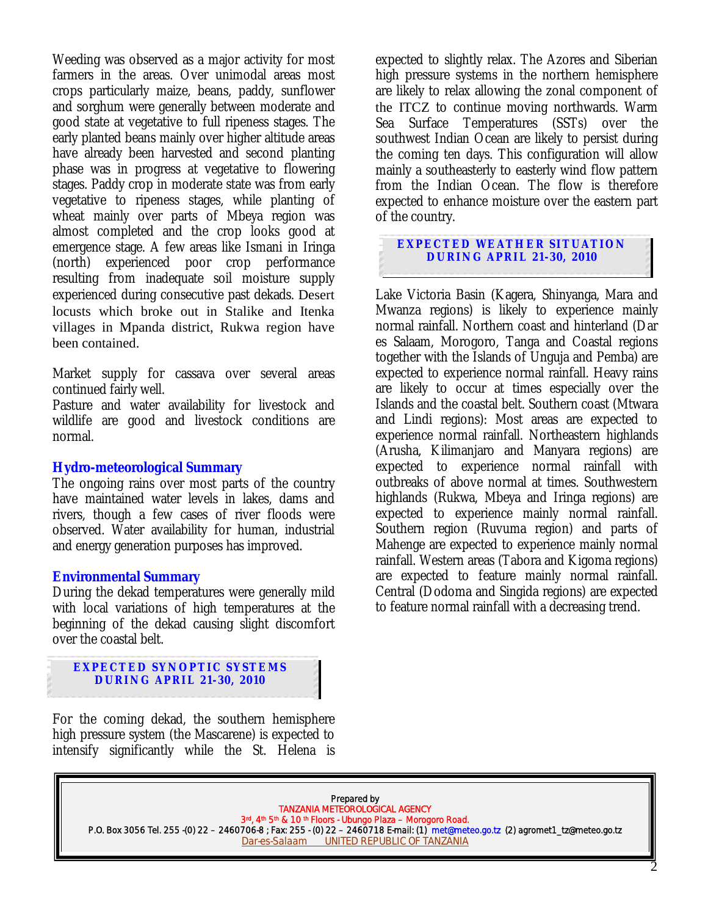Weeding was observed as a major activity for most farmers in the areas. Over unimodal areas most crops particularly maize, beans, paddy, sunflower and sorghum were generally between moderate and good state at vegetative to full ripeness stages. The early planted beans mainly over higher altitude areas have already been harvested and second planting phase was in progress at vegetative to flowering stages. Paddy crop in moderate state was from early vegetative to ripeness stages, while planting of wheat mainly over parts of Mbeya region was almost completed and the crop looks good at emergence stage. A few areas like Ismani in Iringa (north) experienced poor crop performance resulting from inadequate soil moisture supply experienced during consecutive past dekads. Desert locusts which broke out in Stalike and Itenka villages in Mpanda district, Rukwa region have been contained.

Market supply for cassava over several areas continued fairly well.

Pasture and water availability for livestock and wildlife are good and livestock conditions are normal.

## Hydro-meteorological Summary

The ongoing rains over most parts of the country have maintained water levels in lakes, dams and rivers, though a few cases of river floods were observed. Water availability for human, industrial and energy generation purposes has improved.

## Environmental Summary

During the dekad temperatures were generally mild with local variations of high temperatures at the beginning of the dekad causing slight discomfort over the coastal belt.

## EXPECTED SYNOPTIC SYSTEMS DURING APRIL 21-30, 2010

For the coming dekad, the southern hemisphere high pressure system (the Mascarene) is expected to intensify significantly while the St. Helena is expected to slightly relax. The Azores and Siberian high pressure systems in the northern hemisphere are likely to relax allowing the zonal component of the ITCZ to continue moving northwards. Warm Sea Surface Temperatures (SSTs) over the southwest Indian Ocean are likely to persist during the coming ten days. This configuration will allow mainly a southeasterly to easterly wind flow pattern from the Indian Ocean. The flow is therefore expected to enhance moisture over the eastern part of the country.

## EXPECTED WEATHER SITUATION DURING APRIL 21-30, 2010

Lake Victoria Basin (Kagera, Shinyanga, Mara and Mwanza regions) is likely to experience mainly normal rainfall. Northern coast and hinterland (Dar es Salaam, Morogoro, Tanga and Coastal regions together with the Islands of Unguja and Pemba) are expected to experience normal rainfall. Heavy rains are likely to occur at times especially over the Islands and the coastal belt. Southern coast (Mtwara and Lindi regions): Most areas are expected to experience normal rainfall. Northeastern highlands (Arusha, Kilimanjaro and Manyara regions) are expected to experience normal rainfall with outbreaks of above normal at times. Southwestern highlands (Rukwa, Mbeya and Iringa regions) are expected to experience mainly normal rainfall. Southern region (Ruvuma region) and parts of Mahenge are expected to experience mainly normal rainfall. Western areas (Tabora and Kigoma regions) are expected to feature mainly normal rainfall. Central (Dodoma and Singida regions) are expected to feature normal rainfall with a decreasing trend.

Prepared by
TANZANIA METEOROLOGICAL AGENCY
3rd, 4th 5th & 10th Floors - Ubungo Plaza – Morogoro Road.
P.O. Box 3056 Tel. 255 -(0) 22 – 2460706-8 ; Fax: 255 - (0) 22 – 2460718 E-mail: (1) met@meteo.go.tz (2) agromet1_tz@meteo.go.tz
Dar-es-Salaam UNITED REPUBLIC OF TANZANIA